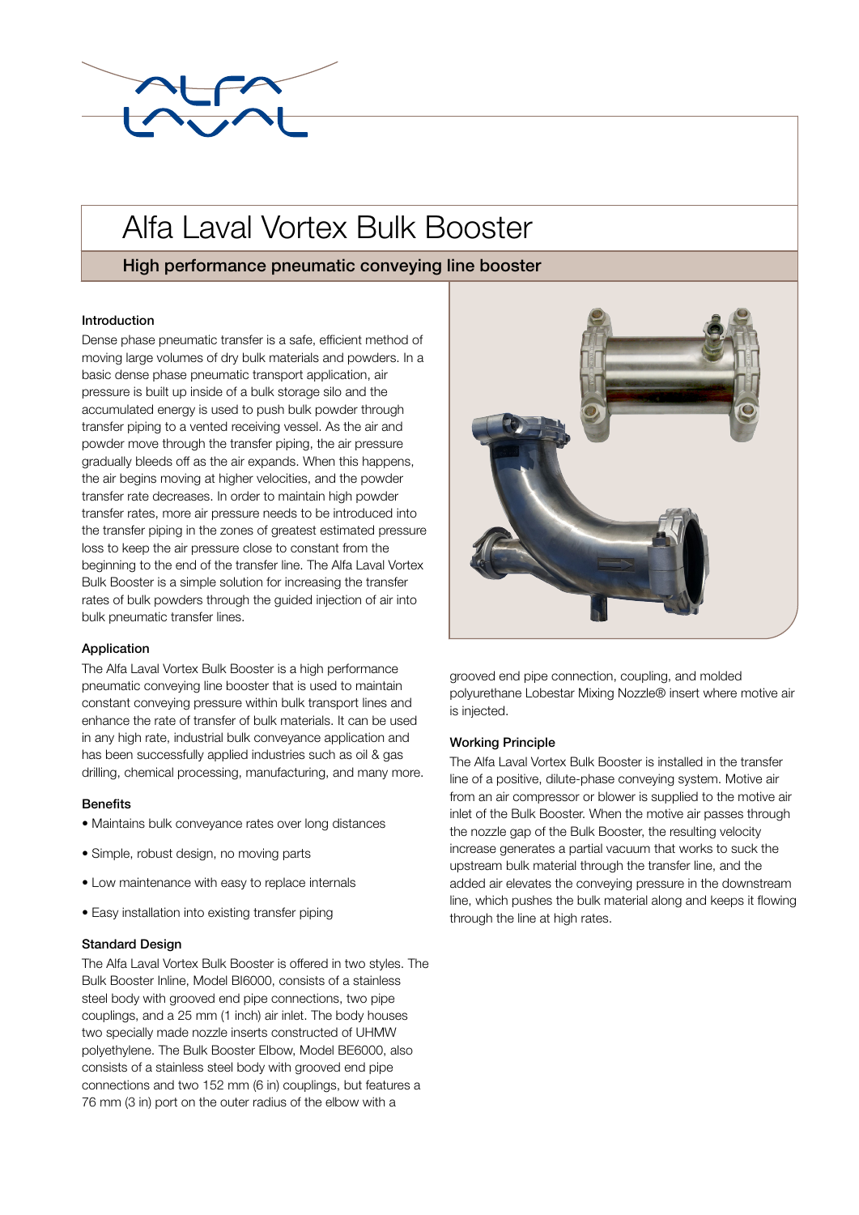# Alfa Laval Vortex Bulk Booster

## High performance pneumatic conveying line booster

### Introduction

Dense phase pneumatic transfer is a safe, efficient method of moving large volumes of dry bulk materials and powders. In a basic dense phase pneumatic transport application, air pressure is built up inside of a bulk storage silo and the accumulated energy is used to push bulk powder through transfer piping to a vented receiving vessel. As the air and powder move through the transfer piping, the air pressure gradually bleeds off as the air expands. When this happens, the air begins moving at higher velocities, and the powder transfer rate decreases. In order to maintain high powder transfer rates, more air pressure needs to be introduced into the transfer piping in the zones of greatest estimated pressure loss to keep the air pressure close to constant from the beginning to the end of the transfer line. The Alfa Laval Vortex Bulk Booster is a simple solution for increasing the transfer rates of bulk powders through the guided injection of air into bulk pneumatic transfer lines.

### Application

The Alfa Laval Vortex Bulk Booster is a high performance pneumatic conveying line booster that is used to maintain constant conveying pressure within bulk transport lines and enhance the rate of transfer of bulk materials. It can be used in any high rate, industrial bulk conveyance application and has been successfully applied industries such as oil & gas drilling, chemical processing, manufacturing, and many more.

### Benefits

- Maintains bulk conveyance rates over long distances
- Simple, robust design, no moving parts
- Low maintenance with easy to replace internals
- Easy installation into existing transfer piping

### Standard Design

The Alfa Laval Vortex Bulk Booster is offered in two styles. The Bulk Booster Inline, Model BI6000, consists of a stainless steel body with grooved end pipe connections, two pipe couplings, and a 25 mm (1 inch) air inlet. The body houses two specially made nozzle inserts constructed of UHMW polyethylene. The Bulk Booster Elbow, Model BE6000, also consists of a stainless steel body with grooved end pipe connections and two 152 mm (6 in) couplings, but features a 76 mm (3 in) port on the outer radius of the elbow with a grooved end pipe connection, coupling, and molded polyurethane Lobestar Mixing Nozzle® insert where motive air is injected.

### Working Principle

The Alfa Laval Vortex Bulk Booster is installed in the transfer line of a positive, dilute-phase conveying system. Motive air from an air compressor or blower is supplied to the motive air inlet of the Bulk Booster. When the motive air passes through the nozzle gap of the Bulk Booster, the resulting velocity increase generates a partial vacuum that works to suck the upstream bulk material through the transfer line, and the added air elevates the conveying pressure in the downstream line, which pushes the bulk material along and keeps it flowing through the line at high rates.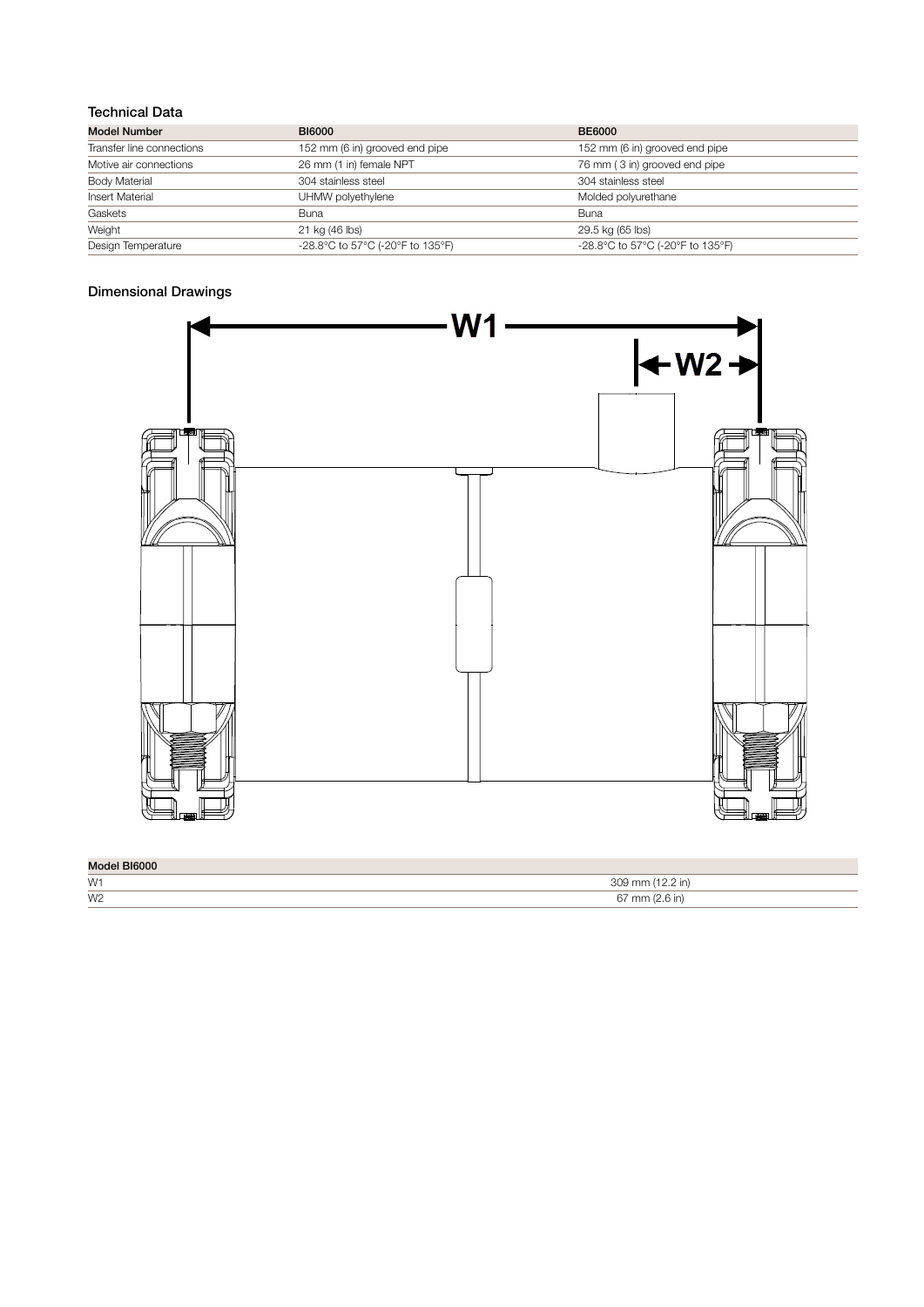### Technical Data

| Model Number | BI6000 | BE6000 |
|---|---|---|
| Transfer line connections | 152 mm (6 in) grooved end pipe | 152 mm (6 in) grooved end pipe |
| Motive air connections | 26 mm (1 in) female NPT | 76 mm ( 3 in) grooved end pipe |
| Body Material | 304 stainless steel | 304 stainless steel |
| Insert Material | UHMW polyethylene | Molded polyurethane |
| Gaskets | Buna | Buna |
| Weight | 21 kg (46 lbs) | 29.5 kg (65 lbs) |
| Design Temperature | -28.8°C to 57°C (-20°F to 135°F) | -28.8°C to 57°C (-20°F to 135°F) |

### Dimensional Drawings

W1

W2

| Model BI6000 | |
|---|---|
| W1 | 309 mm (12.2 in) |
| W2 | 67 mm (2.6 in) |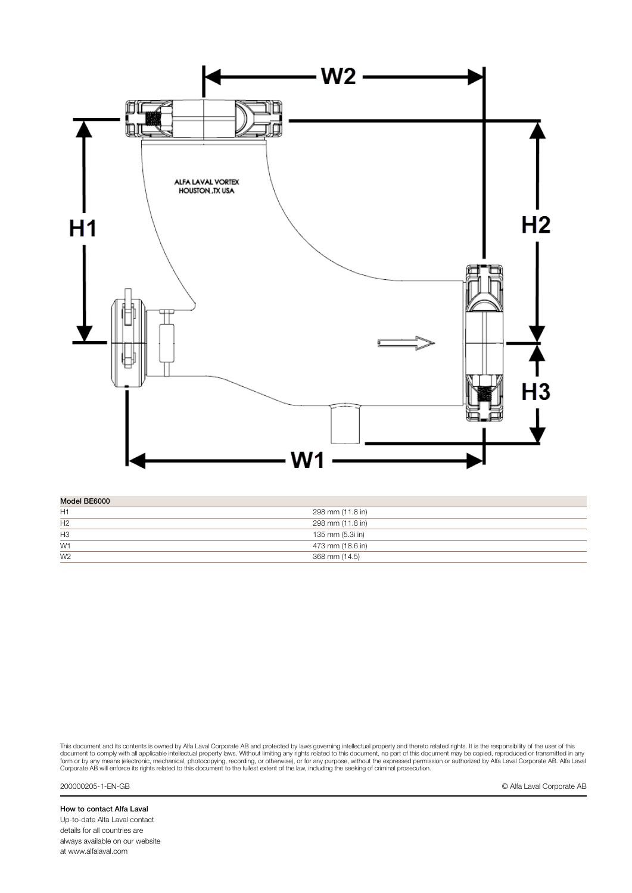ALFA LAVAL VORTEX
HOUSTON ,TX USA

W2
H1
H2
H3
W1

| Model BE6000 | |
|---|---|
| H1 | 298 mm (11.8 in) |
| H2 | 298 mm (11.8 in) |
| H3 | 135 mm (5.3i in) |
| W1 | 473 mm (18.6 in) |
| W2 | 368 mm (14.5) |

This document and its contents is owned by Alfa Laval Corporate AB and protected by laws governing intellectual property and thereto related rights. It is the responsibility of the user of this document to comply with all applicable intellectual property laws. Without limiting any rights related to this document, no part of this document may be copied, reproduced or transmitted in any form or by any means (electronic, mechanical, photocopying, recording, or otherwise), or for any purpose, without the expressed permission or authorized by Alfa Laval Corporate AB. Alfa Laval Corporate AB will enforce its rights related to this document to the fullest extent of the law, including the seeking of criminal prosecution.

200000205-1-EN-GB

© Alfa Laval Corporate AB

**How to contact Alfa Laval**

Up-to-date Alfa Laval contact details for all countries are always available on our website at www.alfalaval.com